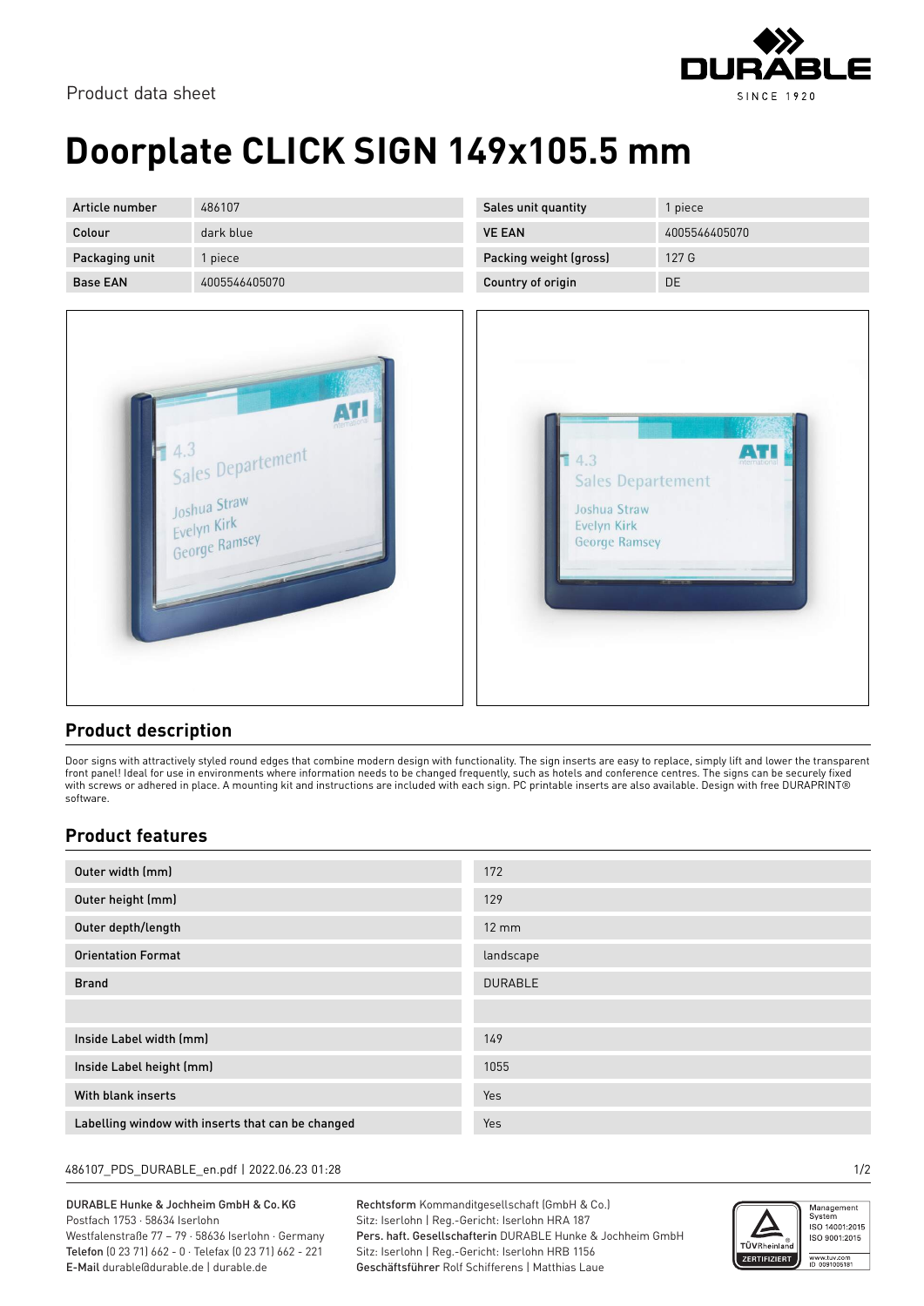Product data sheet

# Doorplate CLICK SIGN 149x105.5 mm

| Article number | 486107 | Sales unit quantity | 1 piece |
|---|---|---|---|
| Colour | dark blue | VE EAN | 4005546405070 |
| Packaging unit | 1 piece | Packing weight (gross) | 127 G |
| Base EAN | 4005546405070 | Country of origin | DE |

## Product description

Door signs with attractively styled round edges that combine modern design with functionality. The sign inserts are easy to replace, simply lift and lower the transparent front panel! Ideal for use in environments where information needs to be changed frequently, such as hotels and conference centres. The signs can be securely fixed with screws or adhered in place. A mounting kit and instructions are included with each sign. PC printable inserts are also available. Design with free DURAPRINT® software.

## Product features

| | |
|---|---|
| Outer width (mm) | 172 |
| Outer height (mm) | 129 |
| Outer depth/length | 12 mm |
| Orientation Format | landscape |
| Brand | DURABLE |
| | |
| Inside Label width (mm) | 149 |
| Inside Label height (mm) | 1055 |
| With blank inserts | Yes |
| Labelling window with inserts that can be changed | Yes |

486107_PDS_DURABLE_en.pdf | 2022.06.23 01:28

DURABLE Hunke & Jochheim GmbH & Co.KG
Postfach 1753 · 58634 Iserlohn
Westfalenstraße 77 – 79 · 58636 Iserlohn · Germany
**Telefon** (0 23 71) 662 - 0 · Telefax (0 23 71) 662 - 221
**E-Mail** durable@durable.de | durable.de

**Rechtsform** Kommanditgesellschaft (GmbH & Co.)
Sitz: Iserlohn | Reg.-Gericht: Iserlohn HRA 187
**Pers. haft. Gesellschafterin** DURABLE Hunke & Jochheim GmbH
Sitz: Iserlohn | Reg.-Gericht: Iserlohn HRB 1156
**Geschäftsführer** Rolf Schifferens | Matthias Laue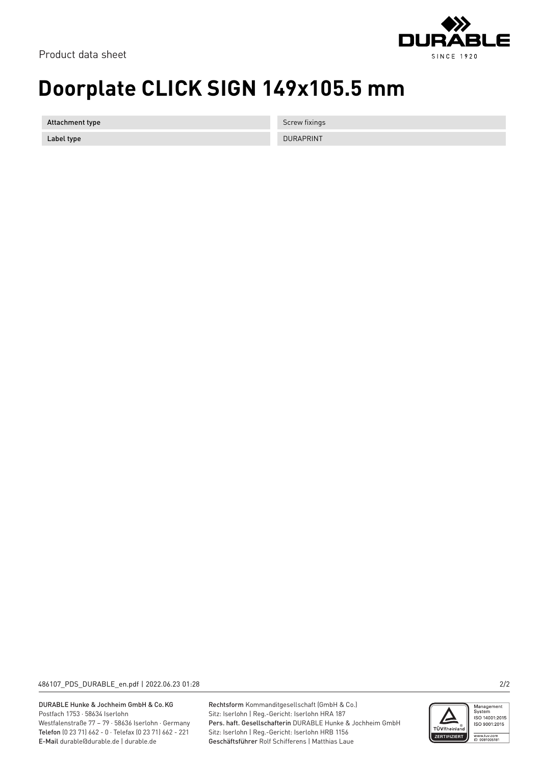# Doorplate CLICK SIGN 149x105.5 mm

| | |
|---|---|
| Attachment type | Screw fixings |
| Label type | DURAPRINT |

DURABLE Hunke & Jochheim GmbH & Co. KG
Postfach 1753 · 58634 Iserlohn
Westfalenstraße 77 – 79 · 58636 Iserlohn · Germany
Telefon (0 23 71) 662 - 0 · Telefax (0 23 71) 662 - 221
E-Mail durable@durable.de | durable.de

Rechtsform Kommanditgesellschaft (GmbH & Co.)
Sitz: Iserlohn | Reg.-Gericht: Iserlohn HRA 187
Pers. haft. Gesellschafterin DURABLE Hunke & Jochheim GmbH
Sitz: Iserlohn | Reg.-Gericht: Iserlohn HRB 1156
Geschäftsführer Rolf Schifferens | Matthias Laue